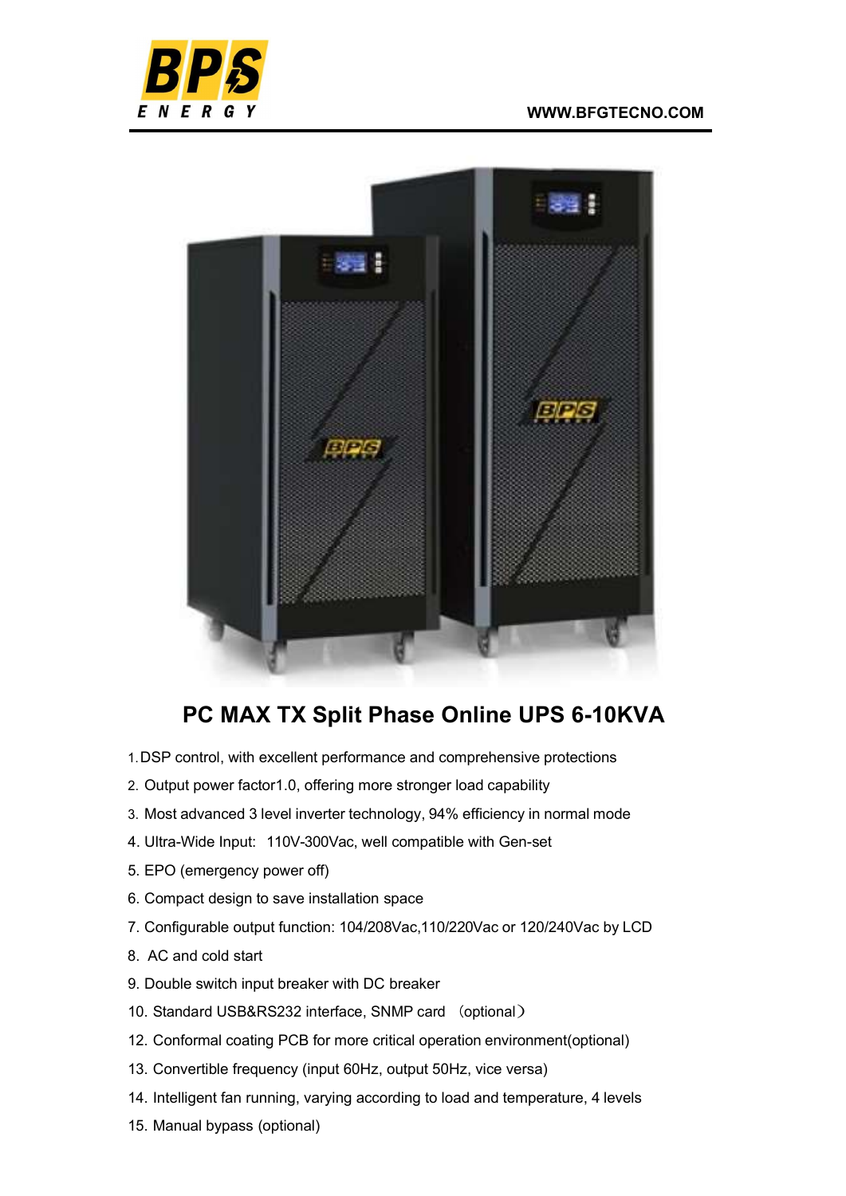# PC MAX TX Split Phase Online UPS 6-10KVA

1. DSP control, with excellent performance and comprehensive protections
2. Output power factor1.0, offering more stronger load capability
3. Most advanced 3 level inverter technology, 94% efficiency in normal mode
4. Ultra-Wide Input: 110V-300Vac, well compatible with Gen-set
5. EPO (emergency power off)
6. Compact design to save installation space
7. Configurable output function: 104/208Vac,110/220Vac or 120/240Vac by LCD
8. AC and cold start
9. Double switch input breaker with DC breaker
10. Standard USB&RS232 interface, SNMP card （optional）
12. Conformal coating PCB for more critical operation environment(optional)
13. Convertible frequency (input 60Hz, output 50Hz, vice versa)
14. Intelligent fan running, varying according to load and temperature, 4 levels
15. Manual bypass (optional)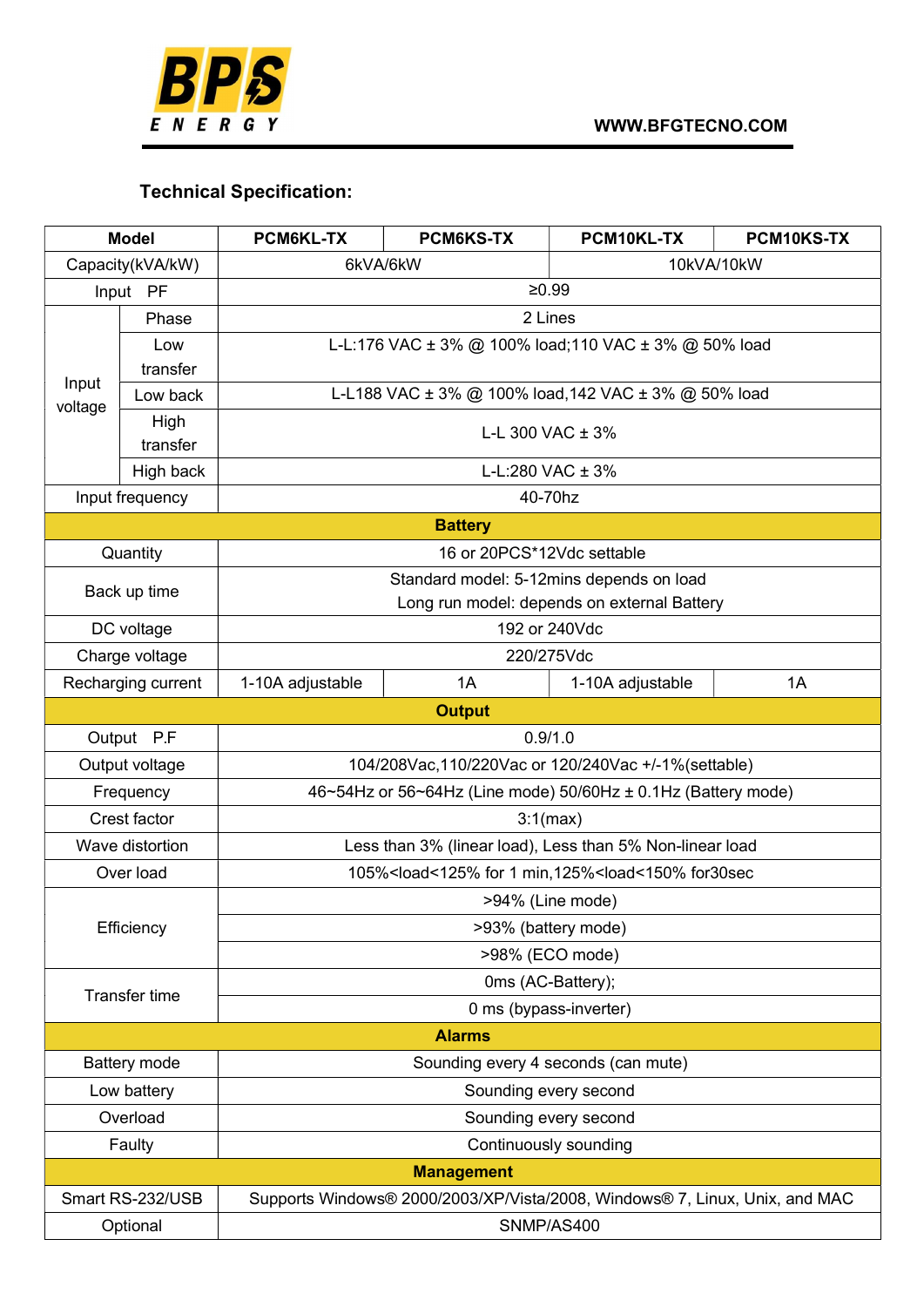### Technical Specification:

| Model | | PCM6KL-TX | PCM6KS-TX | PCM10KL-TX | PCM10KS-TX |
|---|---|---|---|---|---|
| Capacity(kVA/kW) | | 6kVA/6kW | | 10kVA/10kW | |
| Input PF | | ≥0.99 | | | |
| Input voltage | Phase | 2 Lines | | | |
| | Low transfer | L-L:176 VAC ± 3% @ 100% load;110 VAC ± 3% @ 50% load | | | |
| | Low back | L-L188 VAC ± 3% @ 100% load,142 VAC ± 3% @ 50% load | | | |
| | High transfer | L-L 300 VAC ± 3% | | | |
| | High back | L-L:280 VAC ± 3% | | | |
| Input frequency | | 40-70hz | | | |
| **Battery** | | | | | |
| Quantity | | 16 or 20PCS*12Vdc settable | | | |
| Back up time | | Standard model: 5-12mins depends on load<br>Long run model: depends on external Battery | | | |
| DC voltage | | 192 or 240Vdc | | | |
| Charge voltage | | 220/275Vdc | | | |
| Recharging current | | 1-10A adjustable | 1A | 1-10A adjustable | 1A |
| **Output** | | | | | |
| Output P.F | | 0.9/1.0 | | | |
| Output voltage | | 104/208Vac,110/220Vac or 120/240Vac +/-1%(settable) | | | |
| Frequency | | 46~54Hz or 56~64Hz (Line mode) 50/60Hz ± 0.1Hz (Battery mode) | | | |
| Crest factor | | 3:1(max) | | | |
| Wave distortion | | Less than 3% (linear load), Less than 5% Non-linear load | | | |
| Over load | | 105%<load<125% for 1 min,125%<load<150% for30sec | | | |
| Efficiency | | >94% (Line mode) | | | |
| | | >93% (battery mode) | | | |
| | | >98% (ECO mode) | | | |
| Transfer time | | 0ms (AC-Battery); | | | |
| | | 0 ms (bypass-inverter) | | | |
| **Alarms** | | | | | |
| Battery mode | | Sounding every 4 seconds (can mute) | | | |
| Low battery | | Sounding every second | | | |
| Overload | | Sounding every second | | | |
| Faulty | | Continuously sounding | | | |
| **Management** | | | | | |
| Smart RS-232/USB | | Supports Windows® 2000/2003/XP/Vista/2008, Windows® 7, Linux, Unix, and MAC | | | |
| Optional | | SNMP/AS400 | | | |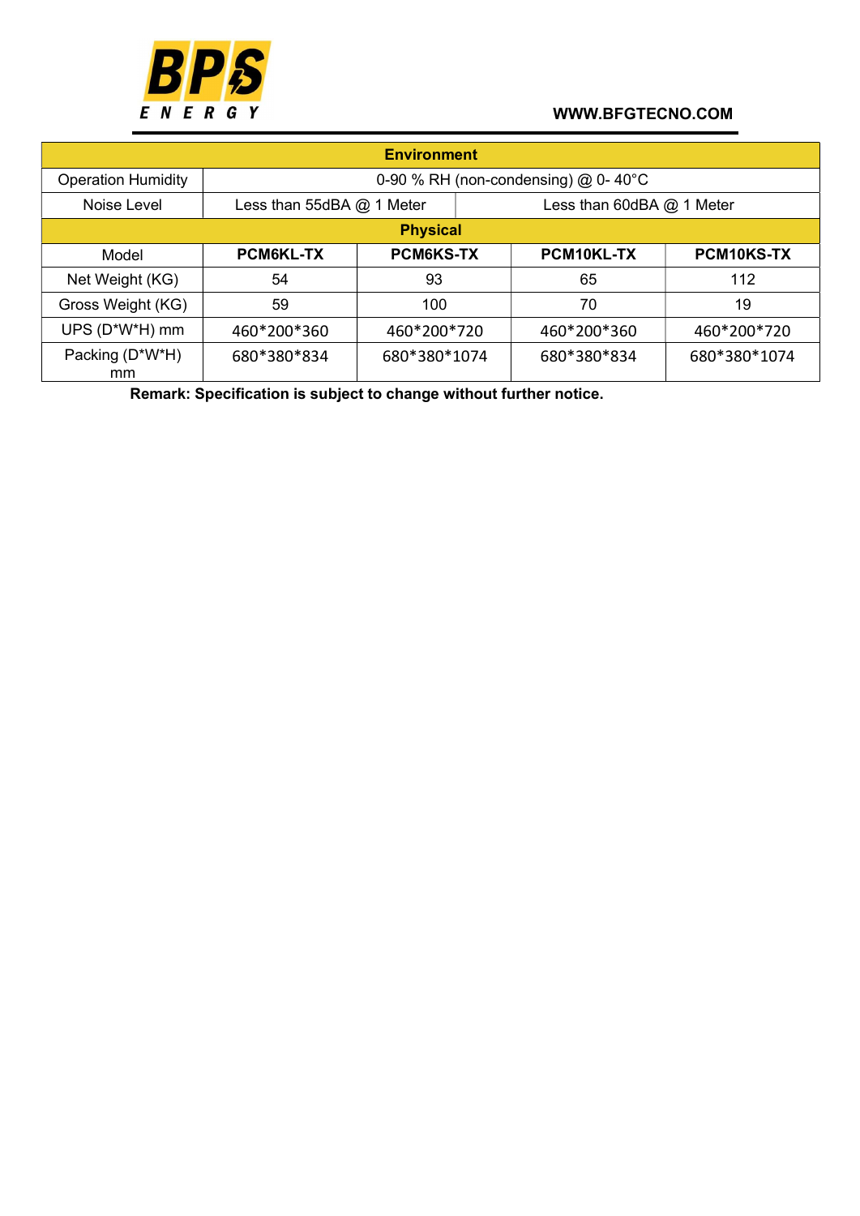| Environment | | | | |
|---|---|---|---|---|
| Operation Humidity | 0-90 % RH (non-condensing) @ 0- 40°C | | | |
| Noise Level | Less than 55dBA @ 1 Meter | | Less than 60dBA @ 1 Meter | |
| **Physical** | | | | |
| Model | **PCM6KL-TX** | **PCM6KS-TX** | **PCM10KL-TX** | **PCM10KS-TX** |
| Net Weight (KG) | 54 | 93 | 65 | 112 |
| Gross Weight (KG) | 59 | 100 | 70 | 19 |
| UPS (D*W*H) mm | 460*200*360 | 460*200*720 | 460*200*360 | 460*200*720 |
| Packing (D*W*H) mm | 680*380*834 | 680*380*1074 | 680*380*834 | 680*380*1074 |

**Remark: Specification is subject to change without further notice.**